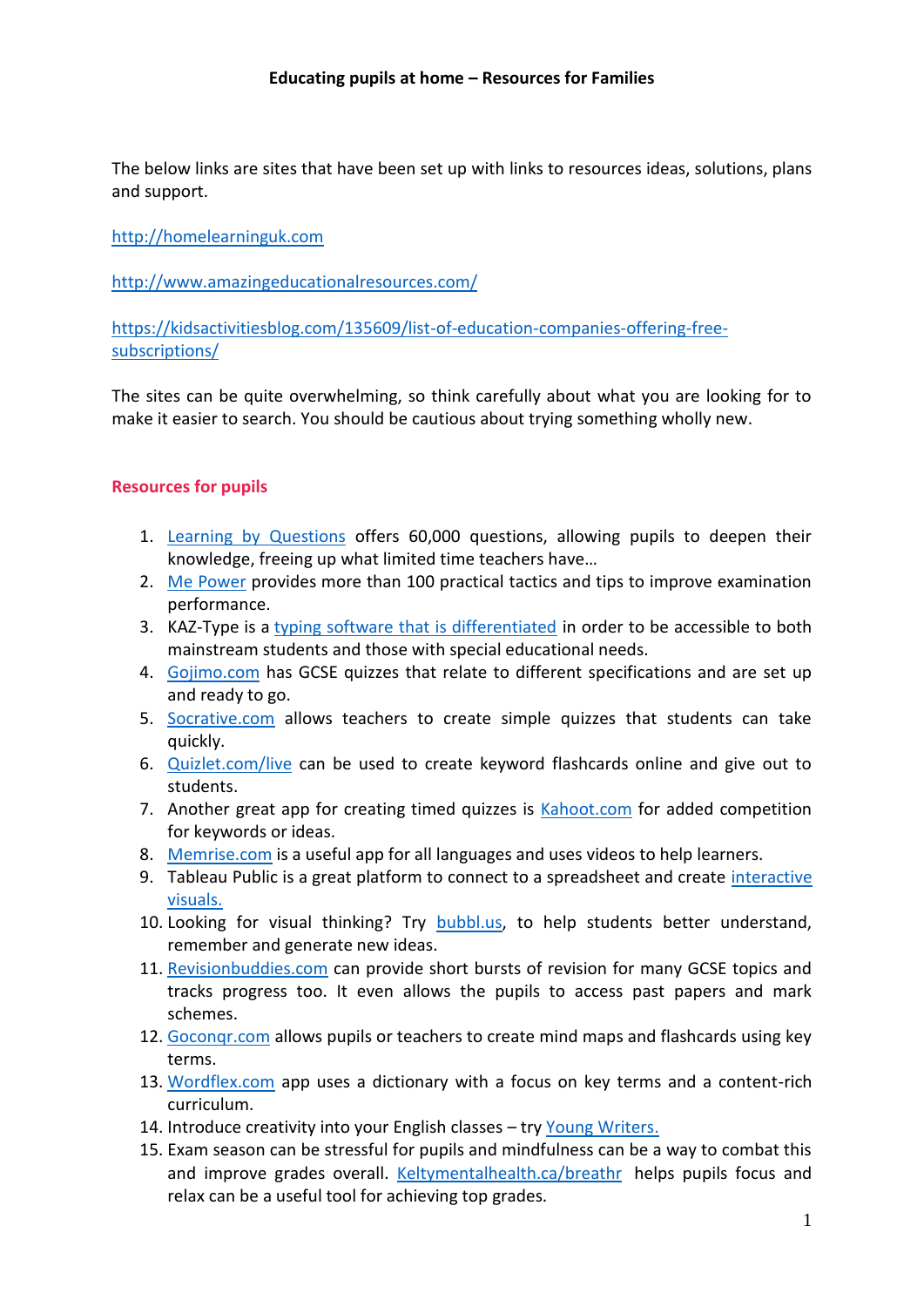# Educating pupils at home – Resources for Families

The below links are sites that have been set up with links to resources ideas, solutions, plans and support.

http://homelearninguk.com

http://www.amazingeducationalresources.com/

https://kidsactivitiesblog.com/135609/list-of-education-companies-offering-free-subscriptions/

The sites can be quite overwhelming, so think carefully about what you are looking for to make it easier to search. You should be cautious about trying something wholly new.

## Resources for pupils

1. Learning by Questions offers 60,000 questions, allowing pupils to deepen their knowledge, freeing up what limited time teachers have…
2. Me Power provides more than 100 practical tactics and tips to improve examination performance.
3. KAZ-Type is a typing software that is differentiated in order to be accessible to both mainstream students and those with special educational needs.
4. Gojimo.com has GCSE quizzes that relate to different specifications and are set up and ready to go.
5. Socrative.com allows teachers to create simple quizzes that students can take quickly.
6. Quizlet.com/live can be used to create keyword flashcards online and give out to students.
7. Another great app for creating timed quizzes is Kahoot.com for added competition for keywords or ideas.
8. Memrise.com is a useful app for all languages and uses videos to help learners.
9. Tableau Public is a great platform to connect to a spreadsheet and create interactive visuals.
10. Looking for visual thinking? Try bubbl.us, to help students better understand, remember and generate new ideas.
11. Revisionbuddies.com can provide short bursts of revision for many GCSE topics and tracks progress too. It even allows the pupils to access past papers and mark schemes.
12. Goconqr.com allows pupils or teachers to create mind maps and flashcards using key terms.
13. Wordflex.com app uses a dictionary with a focus on key terms and a content-rich curriculum.
14. Introduce creativity into your English classes – try Young Writers.
15. Exam season can be stressful for pupils and mindfulness can be a way to combat this and improve grades overall. Keltymentalhealth.ca/breathr helps pupils focus and relax can be a useful tool for achieving top grades.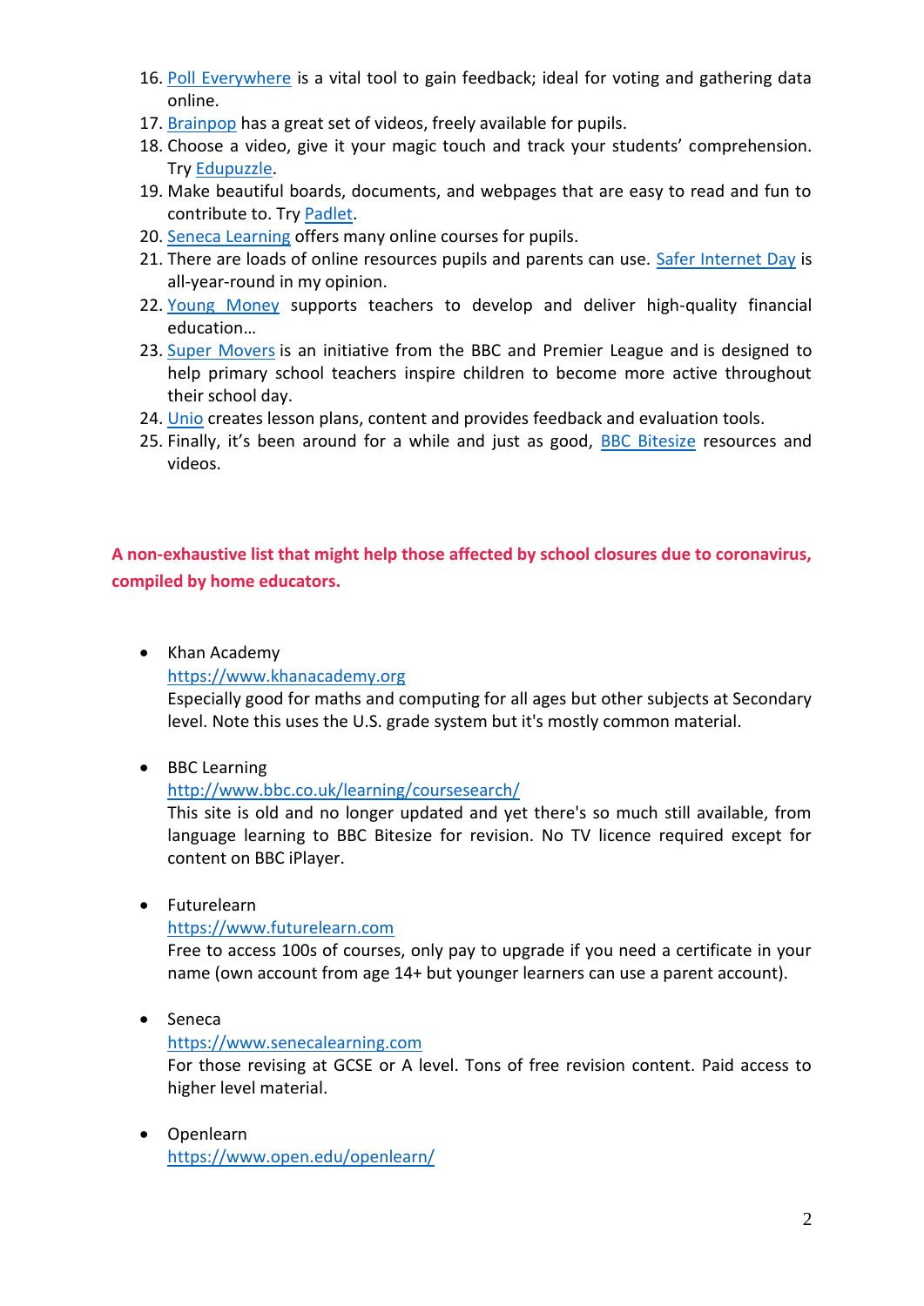16. Poll Everywhere is a vital tool to gain feedback; ideal for voting and gathering data online.
17. Brainpop has a great set of videos, freely available for pupils.
18. Choose a video, give it your magic touch and track your students' comprehension. Try Edupuzzle.
19. Make beautiful boards, documents, and webpages that are easy to read and fun to contribute to. Try Padlet.
20. Seneca Learning offers many online courses for pupils.
21. There are loads of online resources pupils and parents can use. Safer Internet Day is all-year-round in my opinion.
22. Young Money supports teachers to develop and deliver high-quality financial education…
23. Super Movers is an initiative from the BBC and Premier League and is designed to help primary school teachers inspire children to become more active throughout their school day.
24. Unio creates lesson plans, content and provides feedback and evaluation tools.
25. Finally, it's been around for a while and just as good, BBC Bitesize resources and videos.

**A non-exhaustive list that might help those affected by school closures due to coronavirus, compiled by home educators.**

- Khan Academy
  https://www.khanacademy.org
  Especially good for maths and computing for all ages but other subjects at Secondary level. Note this uses the U.S. grade system but it's mostly common material.

- BBC Learning
  http://www.bbc.co.uk/learning/coursesearch/
  This site is old and no longer updated and yet there's so much still available, from language learning to BBC Bitesize for revision. No TV licence required except for content on BBC iPlayer.

- Futurelearn
  https://www.futurelearn.com
  Free to access 100s of courses, only pay to upgrade if you need a certificate in your name (own account from age 14+ but younger learners can use a parent account).

- Seneca
  https://www.senecalearning.com
  For those revising at GCSE or A level. Tons of free revision content. Paid access to higher level material.

- Openlearn
  https://www.open.edu/openlearn/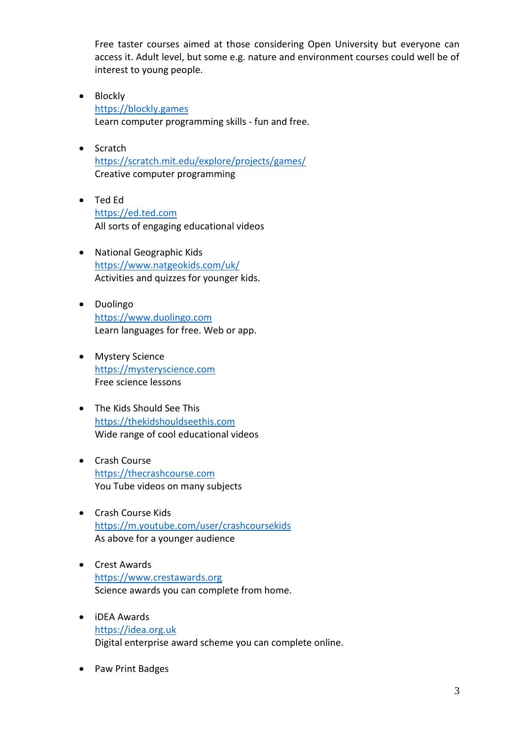Free taster courses aimed at those considering Open University but everyone can access it. Adult level, but some e.g. nature and environment courses could well be of interest to young people.

- Blockly
  https://blockly.games
  Learn computer programming skills - fun and free.

- Scratch
  https://scratch.mit.edu/explore/projects/games/
  Creative computer programming

- Ted Ed
  https://ed.ted.com
  All sorts of engaging educational videos

- National Geographic Kids
  https://www.natgeokids.com/uk/
  Activities and quizzes for younger kids.

- Duolingo
  https://www.duolingo.com
  Learn languages for free. Web or app.

- Mystery Science
  https://mysteryscience.com
  Free science lessons

- The Kids Should See This
  https://thekidshouldseethis.com
  Wide range of cool educational videos

- Crash Course
  https://thecrashcourse.com
  You Tube videos on many subjects

- Crash Course Kids
  https://m.youtube.com/user/crashcoursekids
  As above for a younger audience

- Crest Awards
  https://www.crestawards.org
  Science awards you can complete from home.

- iDEA Awards
  https://idea.org.uk
  Digital enterprise award scheme you can complete online.

- Paw Print Badges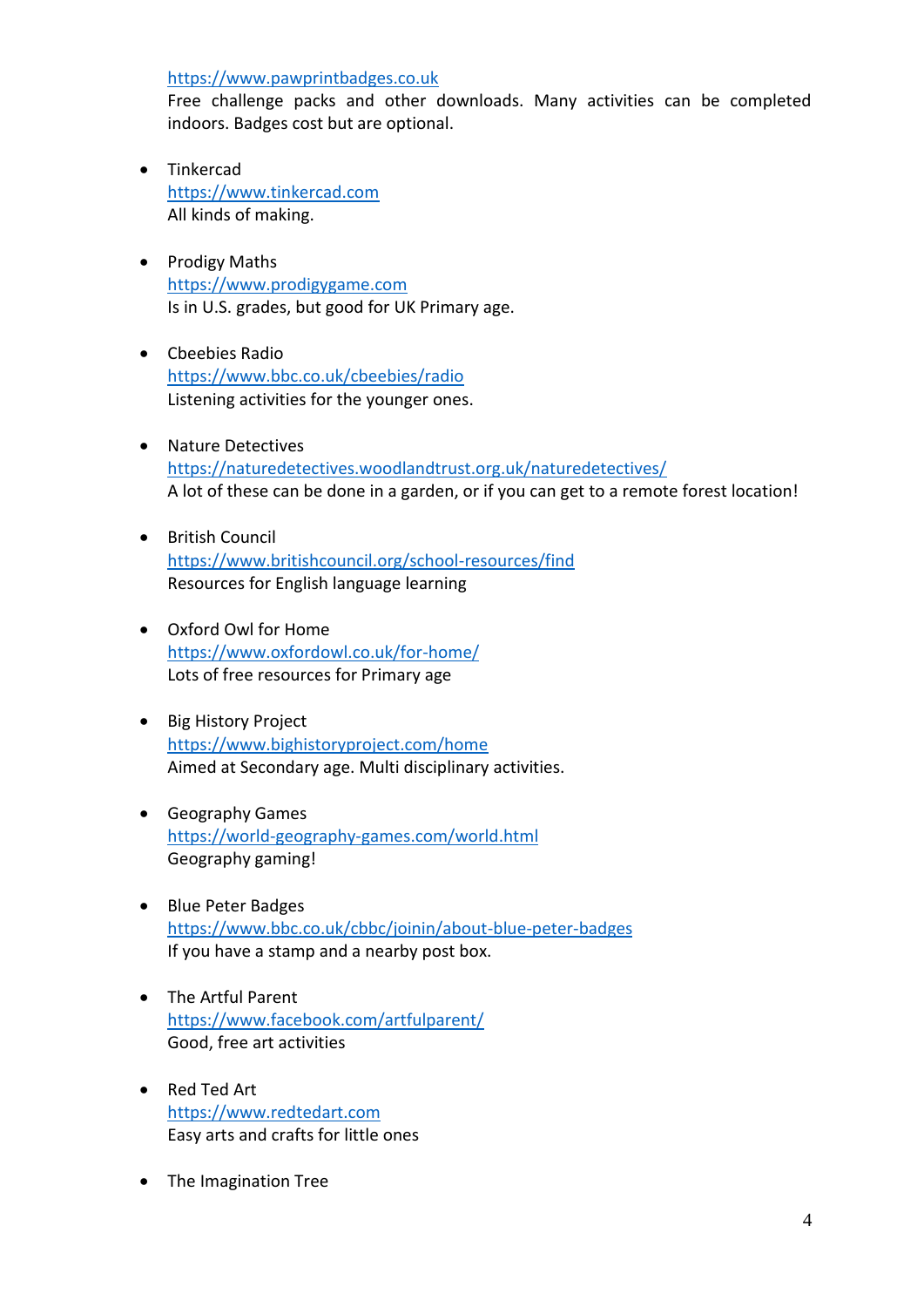https://www.pawprintbadges.co.uk
Free challenge packs and other downloads. Many activities can be completed indoors. Badges cost but are optional.

- Tinkercad
  https://www.tinkercad.com
  All kinds of making.

- Prodigy Maths
  https://www.prodigygame.com
  Is in U.S. grades, but good for UK Primary age.

- Cbeebies Radio
  https://www.bbc.co.uk/cbeebies/radio
  Listening activities for the younger ones.

- Nature Detectives
  https://naturedetectives.woodlandtrust.org.uk/naturedetectives/
  A lot of these can be done in a garden, or if you can get to a remote forest location!

- British Council
  https://www.britishcouncil.org/school-resources/find
  Resources for English language learning

- Oxford Owl for Home
  https://www.oxfordowl.co.uk/for-home/
  Lots of free resources for Primary age

- Big History Project
  https://www.bighistoryproject.com/home
  Aimed at Secondary age. Multi disciplinary activities.

- Geography Games
  https://world-geography-games.com/world.html
  Geography gaming!

- Blue Peter Badges
  https://www.bbc.co.uk/cbbc/joinin/about-blue-peter-badges
  If you have a stamp and a nearby post box.

- The Artful Parent
  https://www.facebook.com/artfulparent/
  Good, free art activities

- Red Ted Art
  https://www.redtedart.com
  Easy arts and crafts for little ones

- The Imagination Tree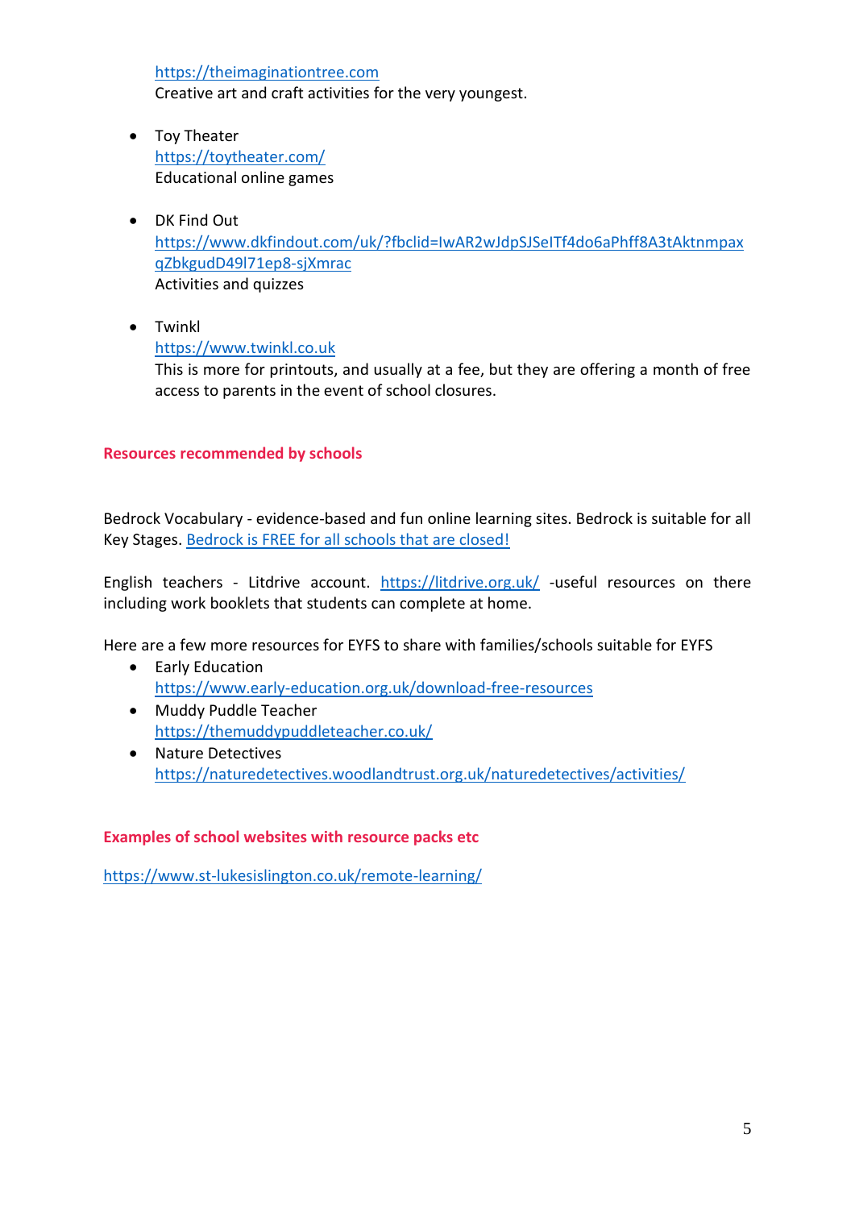https://theimaginationtree.com
Creative art and craft activities for the very youngest.

- Toy Theater
  https://toytheater.com/
  Educational online games

- DK Find Out
  https://www.dkfindout.com/uk/?fbclid=IwAR2wJdpSJSeITf4do6aPhff8A3tAktnmpaxqZbkgudD49l71ep8-sjXmrac
  Activities and quizzes

- Twinkl
  https://www.twinkl.co.uk
  This is more for printouts, and usually at a fee, but they are offering a month of free access to parents in the event of school closures.

## Resources recommended by schools

Bedrock Vocabulary - evidence-based and fun online learning sites. Bedrock is suitable for all Key Stages. Bedrock is FREE for all schools that are closed!

English teachers - Litdrive account. https://litdrive.org.uk/ -useful resources on there including work booklets that students can complete at home.

Here are a few more resources for EYFS to share with families/schools suitable for EYFS

- Early Education
  https://www.early-education.org.uk/download-free-resources
- Muddy Puddle Teacher
  https://themuddypuddleteacher.co.uk/
- Nature Detectives
  https://naturedetectives.woodlandtrust.org.uk/naturedetectives/activities/

## Examples of school websites with resource packs etc

https://www.st-lukesislington.co.uk/remote-learning/